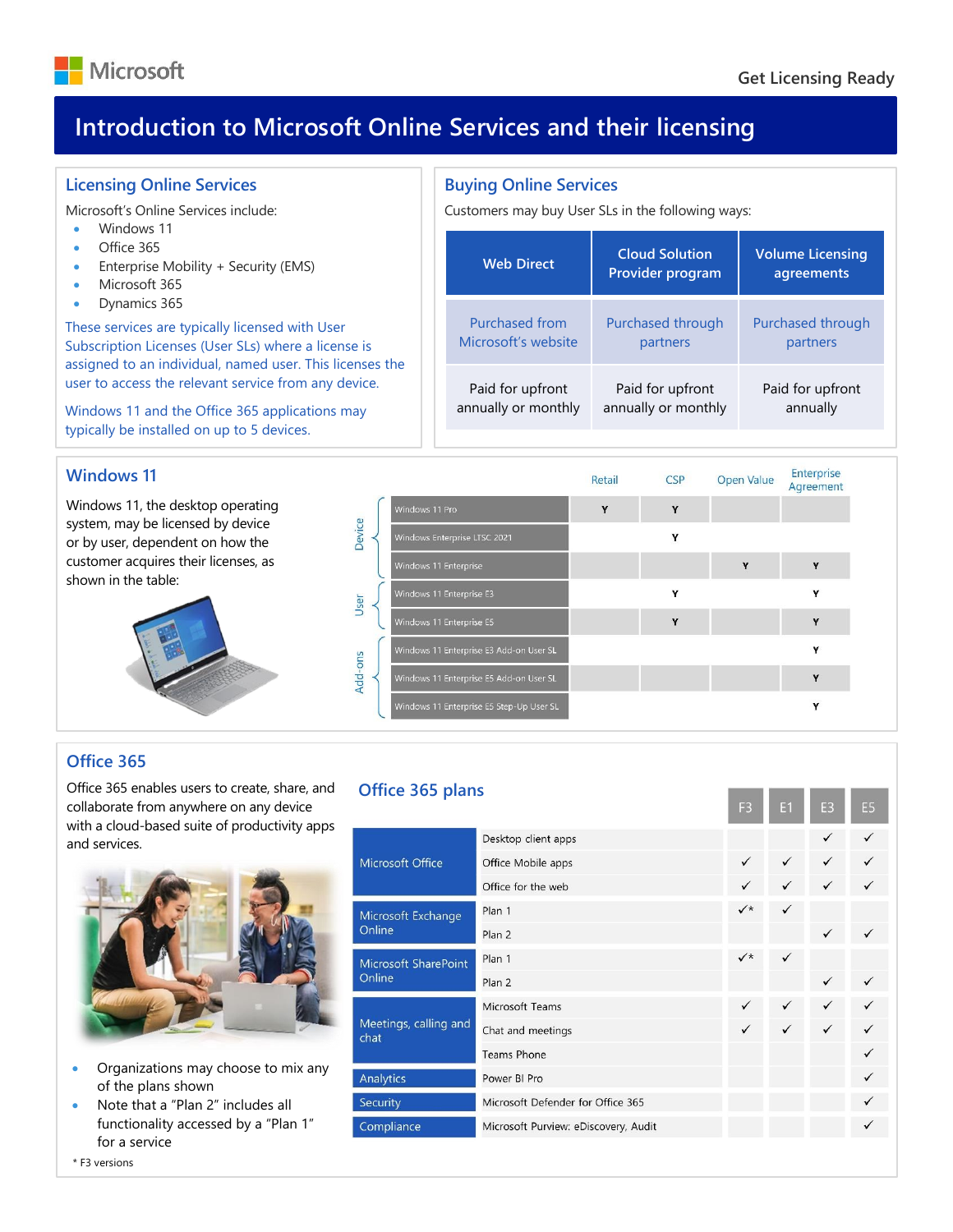# Introduction to Microsoft Online Services and their licensing

## Licensing Online Services

Microsoft's Online Services include:

- Windows 11
- Office 365
- Enterprise Mobility + Security (EMS)
- Microsoft 365
- Dynamics 365

These services are typically licensed with User Subscription Licenses (User SLs) where a license is assigned to an individual, named user. This licenses the user to access the relevant service from any device.

Windows 11 and the Office 365 applications may typically be installed on up to 5 devices.

## Buying Online Services

Customers may buy User SLs in the following ways:

| Web Direct | Cloud Solution Provider program | Volume Licensing agreements |
|---|---|---|
| Purchased from Microsoft's website | Purchased through partners | Purchased through partners |
| Paid for upfront annually or monthly | Paid for upfront annually or monthly | Paid for upfront annually |

## Windows 11

Windows 11, the desktop operating system, may be licensed by device or by user, dependent on how the customer acquires their licenses, as shown in the table:

| | Product | Retail | CSP | Open Value | Enterprise Agreement |
|---|---|---|---|---|---|
| Device | Windows 11 Pro | Y | Y | | |
| Device | Windows Enterprise LTSC 2021 | | Y | | |
| Device | Windows 11 Enterprise | | | Y | Y |
| User | Windows 11 Enterprise E3 | | Y | | Y |
| User | Windows 11 Enterprise E5 | | Y | | Y |
| Add-ons | Windows 11 Enterprise E3 Add-on User SL | | | | Y |
| Add-ons | Windows 11 Enterprise E5 Add-on User SL | | | | Y |
| Add-ons | Windows 11 Enterprise E5 Step-Up User SL | | | | Y |

## Office 365

Office 365 enables users to create, share, and collaborate from anywhere on any device with a cloud-based suite of productivity apps and services.

- Organizations may choose to mix any of the plans shown
- Note that a "Plan 2" includes all functionality accessed by a "Plan 1" for a service

### Office 365 plans

| | | F3 | E1 | E3 | E5 |
|---|---|---|---|---|---|
| Microsoft Office | Desktop client apps | | | ✓ | ✓ |
| | Office Mobile apps | ✓ | ✓ | ✓ | ✓ |
| | Office for the web | ✓ | ✓ | ✓ | ✓ |
| Microsoft Exchange Online | Plan 1 | ✓* | ✓ | | |
| | Plan 2 | | | ✓ | ✓ |
| Microsoft SharePoint Online | Plan 1 | ✓* | ✓ | | |
| | Plan 2 | | | ✓ | ✓ |
| Meetings, calling and chat | Microsoft Teams | ✓ | ✓ | ✓ | ✓ |
| | Chat and meetings | ✓ | ✓ | ✓ | ✓ |
| | Teams Phone | | | | ✓ |
| Analytics | Power BI Pro | | | | ✓ |
| Security | Microsoft Defender for Office 365 | | | | ✓ |
| Compliance | Microsoft Purview: eDiscovery, Audit | | | | ✓ |

\* F3 versions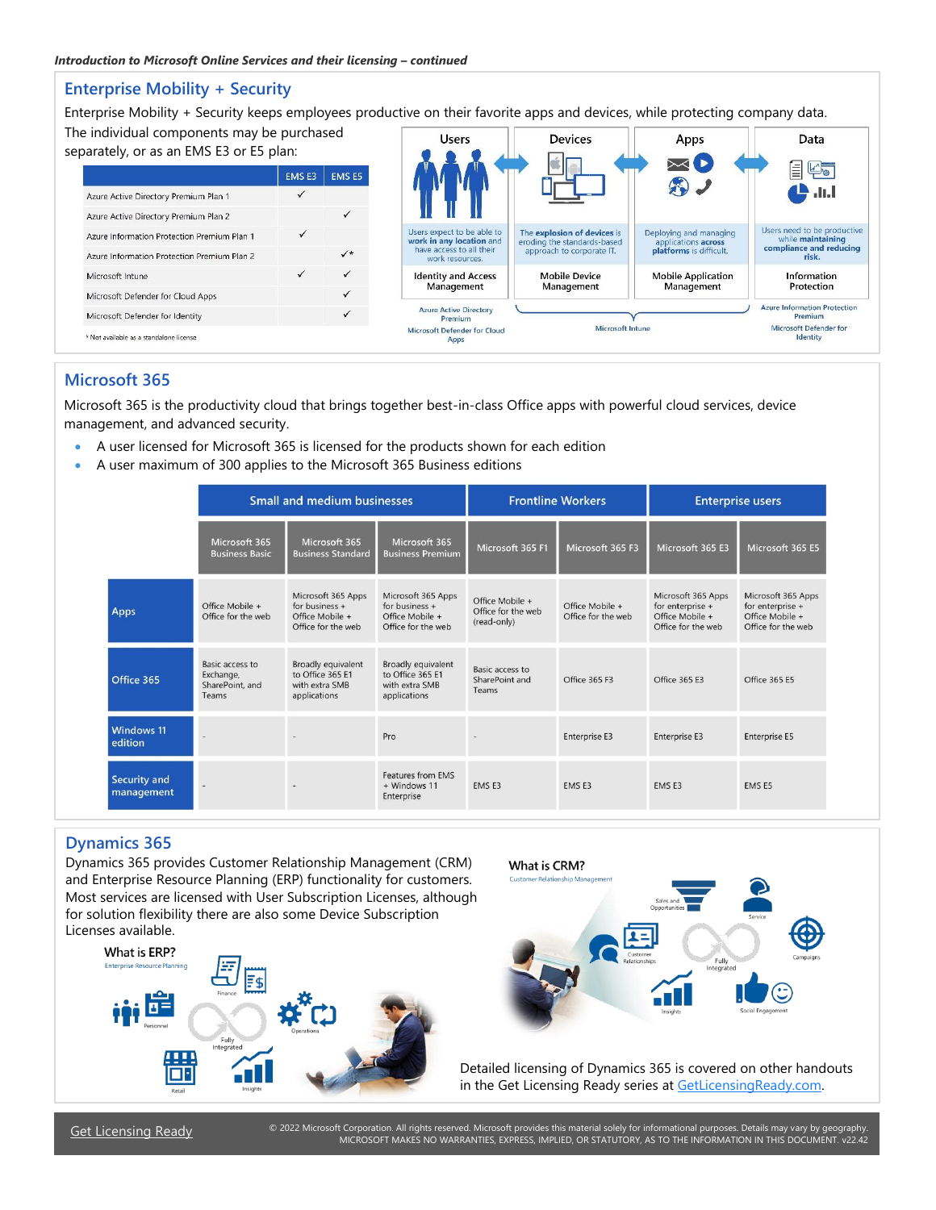*Introduction to Microsoft Online Services and their licensing – continued*

## Enterprise Mobility + Security

Enterprise Mobility + Security keeps employees productive on their favorite apps and devices, while protecting company data. The individual components may be purchased separately, or as an EMS E3 or E5 plan:

| | EMS E3 | EMS E5 |
|---|---|---|
| Azure Active Directory Premium Plan 1 | ✓ | |
| Azure Active Directory Premium Plan 2 | | ✓ |
| Azure Information Protection Premium Plan 1 | ✓ | |
| Azure Information Protection Premium Plan 2 | | ✓* |
| Microsoft Intune | ✓ | ✓ |
| Microsoft Defender for Cloud Apps | | ✓ |
| Microsoft Defender for Identity | | ✓ |

* Not available as a standalone license

Users

Users expect to be able to work in any location and have access to all their work resources.

Identity and Access Management

Azure Active Directory Premium

Microsoft Defender for Cloud Apps

Devices

The explosion of devices is eroding the standards-based approach to corporate IT.

Mobile Device Management

Apps

Deploying and managing applications across platforms is difficult.

Mobile Application Management

Microsoft Intune

Data

Users need to be productive while maintaining compliance and reducing risk.

Information Protection

Azure Information Protection Premium

Microsoft Defender for Identity

## Microsoft 365

Microsoft 365 is the productivity cloud that brings together best-in-class Office apps with powerful cloud services, device management, and advanced security.

- A user licensed for Microsoft 365 is licensed for the products shown for each edition
- A user maximum of 300 applies to the Microsoft 365 Business editions

| | Small and medium businesses | | | Frontline Workers | | Enterprise users | |
|---|---|---|---|---|---|---|---|
| | Microsoft 365 Business Basic | Microsoft 365 Business Standard | Microsoft 365 Business Premium | Microsoft 365 F1 | Microsoft 365 F3 | Microsoft 365 E3 | Microsoft 365 E5 |
| Apps | Office Mobile + Office for the web | Microsoft 365 Apps for business + Office Mobile + Office for the web | Microsoft 365 Apps for business + Office Mobile + Office for the web | Office Mobile + Office for the web (read-only) | Office Mobile + Office for the web | Microsoft 365 Apps for enterprise + Office Mobile + Office for the web | Microsoft 365 Apps for enterprise + Office Mobile + Office for the web |
| Office 365 | Basic access to Exchange, SharePoint, and Teams | Broadly equivalent to Office 365 E1 with extra SMB applications | Broadly equivalent to Office 365 E1 with extra SMB applications | Basic access to SharePoint and Teams | Office 365 F3 | Office 365 E3 | Office 365 E5 |
| Windows 11 edition | - | - | Pro | - | Enterprise E3 | Enterprise E3 | Enterprise E5 |
| Security and management | - | - | Features from EMS + Windows 11 Enterprise | EMS E3 | EMS E3 | EMS E3 | EMS E5 |

## Dynamics 365

Dynamics 365 provides Customer Relationship Management (CRM) and Enterprise Resource Planning (ERP) functionality for customers. Most services are licensed with User Subscription Licenses, although for solution flexibility there are also some Device Subscription Licenses available.

What is ERP?

Enterprise Resource Planning

Finance

Personnel

Fully Integrated

Operations

Retail

Insights

What is CRM?

Customer Relationship Management

Sales and Opportunities

Service

Customer Relationships

Fully Integrated

Campaigns

Insights

Social Engagement

Detailed licensing of Dynamics 365 is covered on other handouts in the Get Licensing Ready series at GetLicensingReady.com.

Get Licensing Ready

© 2022 Microsoft Corporation. All rights reserved. Microsoft provides this material solely for informational purposes. Details may vary by geography. MICROSOFT MAKES NO WARRANTIES, EXPRESS, IMPLIED, OR STATUTORY, AS TO THE INFORMATION IN THIS DOCUMENT. v22.42